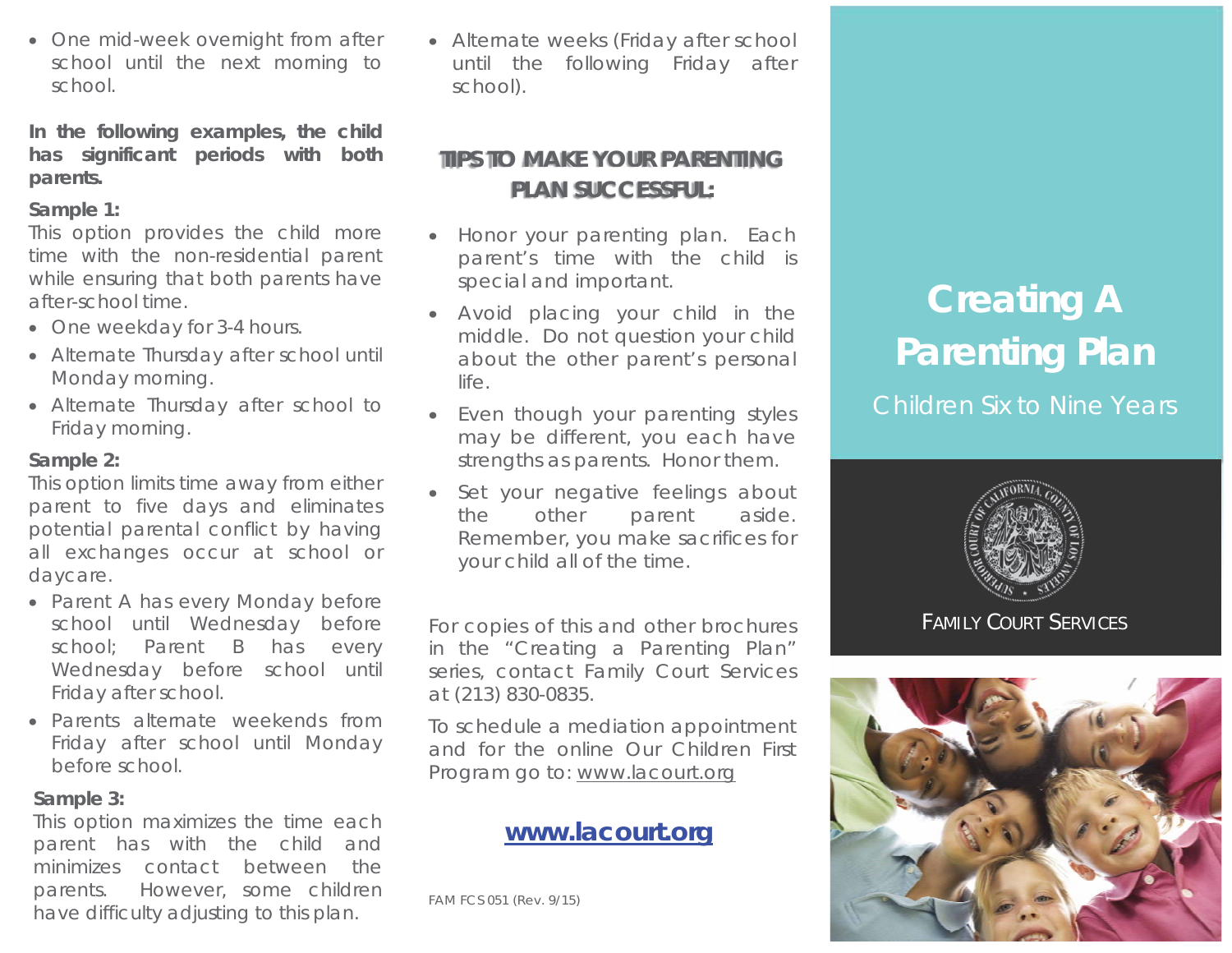- One mid-week overnight from after school until the next morning to school.

**In the following examples, the child has significant periods with both parents.**

**Sample 1:**
This option provides the child more time with the non-residential parent while ensuring that both parents have after-school time.

- One weekday for 3-4 hours.
- Alternate Thursday after school until Monday morning.
- Alternate Thursday after school to Friday morning.

**Sample 2:**
This option limits time away from either parent to five days and eliminates potential parental conflict by having all exchanges occur at school or daycare.

- Parent A has every Monday before school until Wednesday before school; Parent B has every Wednesday before school until Friday after school.
- Parents alternate weekends from Friday after school until Monday before school.

**Sample 3:**
This option maximizes the time each parent has with the child and minimizes contact between the parents. However, some children have difficulty adjusting to this plan.

- Alternate weeks (Friday after school until the following Friday after school).

## TIPS TO MAKE YOUR PARENTING PLAN SUCCESSFUL:

- Honor your parenting plan. Each parent's time with the child is special and important.
- Avoid placing your child in the middle. Do not question your child about the other parent's personal life.
- Even though your parenting styles may be different, you each have strengths as parents. Honor them.
- Set your negative feelings about the other parent aside. Remember, you make sacrifices for your child all of the time.

For copies of this and other brochures in the "Creating a Parenting Plan" series, contact Family Court Services at (213) 830-0835.

To schedule a mediation appointment and for the online Our Children First Program go to: www.lacourt.org

**www.lacourt.org**

FAM FCS 051 (Rev. 9/15)

# Creating A Parenting Plan

Children Six to Nine Years

FAMILY COURT SERVICES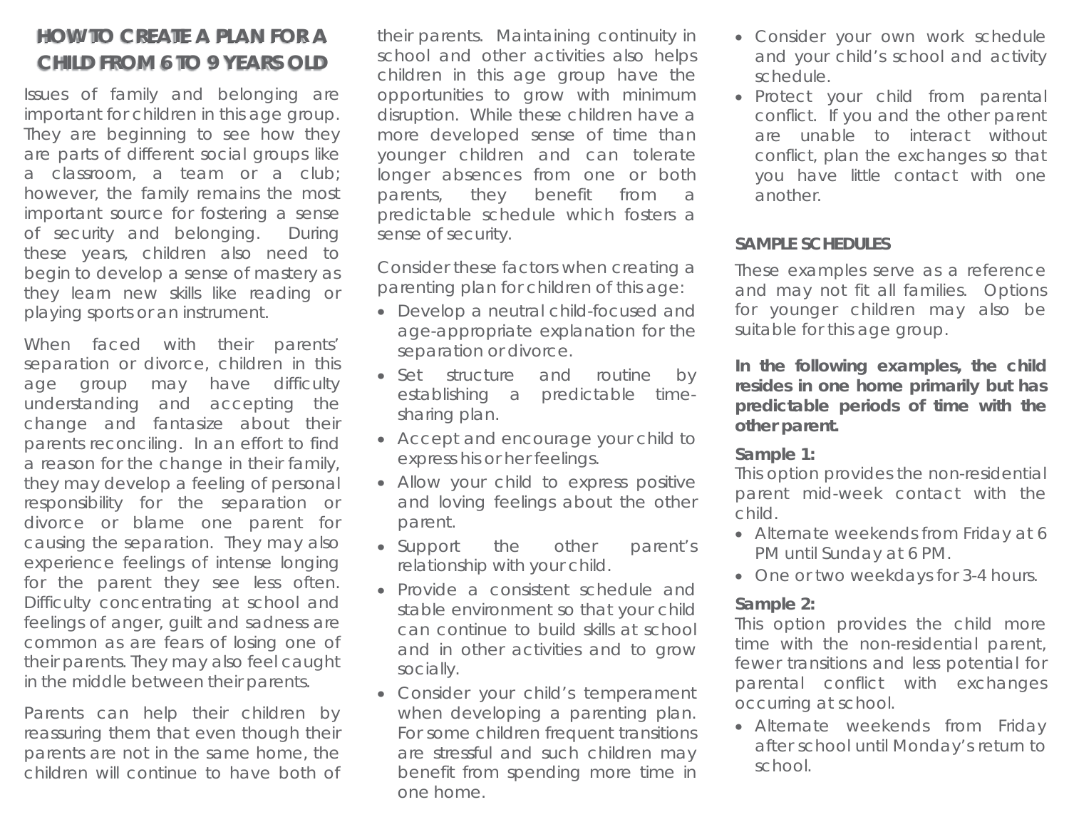## HOW TO CREATE A PLAN FOR A CHILD FROM 6 TO 9 YEARS OLD

Issues of family and belonging are important for children in this age group. They are beginning to see how they are parts of different social groups like a classroom, a team or a club; however, the family remains the most important source for fostering a sense of security and belonging. During these years, children also need to begin to develop a sense of mastery as they learn new skills like reading or playing sports or an instrument.

When faced with their parents' separation or divorce, children in this age group may have difficulty understanding and accepting the change and fantasize about their parents reconciling. In an effort to find a reason for the change in their family, they may develop a feeling of personal responsibility for the separation or divorce or blame one parent for causing the separation. They may also experience feelings of intense longing for the parent they see less often. Difficulty concentrating at school and feelings of anger, guilt and sadness are common as are fears of losing one of their parents. They may also feel caught in the middle between their parents.

Parents can help their children by reassuring them that even though their parents are not in the same home, the children will continue to have both of their parents. Maintaining continuity in school and other activities also helps children in this age group have the opportunities to grow with minimum disruption. While these children have a more developed sense of time than younger children and can tolerate longer absences from one or both parents, they benefit from a predictable schedule which fosters a sense of security.

Consider these factors when creating a parenting plan for children of this age:

- Develop a neutral child-focused and age-appropriate explanation for the separation or divorce.
- Set structure and routine by establishing a predictable time-sharing plan.
- Accept and encourage your child to express his or her feelings.
- Allow your child to express positive and loving feelings about the other parent.
- Support the other parent's relationship with your child.
- Provide a consistent schedule and stable environment so that your child can continue to build skills at school and in other activities and to grow socially.
- Consider your child's temperament when developing a parenting plan. For some children frequent transitions are stressful and such children may benefit from spending more time in one home.
- Consider your own work schedule and your child's school and activity schedule.
- Protect your child from parental conflict. If you and the other parent are unable to interact without conflict, plan the exchanges so that you have little contact with one another.

### SAMPLE SCHEDULES

These examples serve as a reference and may not fit all families. Options for younger children may also be suitable for this age group.

**In the following examples, the child resides in one home primarily but has predictable periods of time with the other parent.**

**Sample 1:**
This option provides the non-residential parent mid-week contact with the child.

- Alternate weekends from Friday at 6 PM until Sunday at 6 PM.
- One or two weekdays for 3-4 hours.

**Sample 2:**
This option provides the child more time with the non-residential parent, fewer transitions and less potential for parental conflict with exchanges occurring at school.

- Alternate weekends from Friday after school until Monday's return to school.